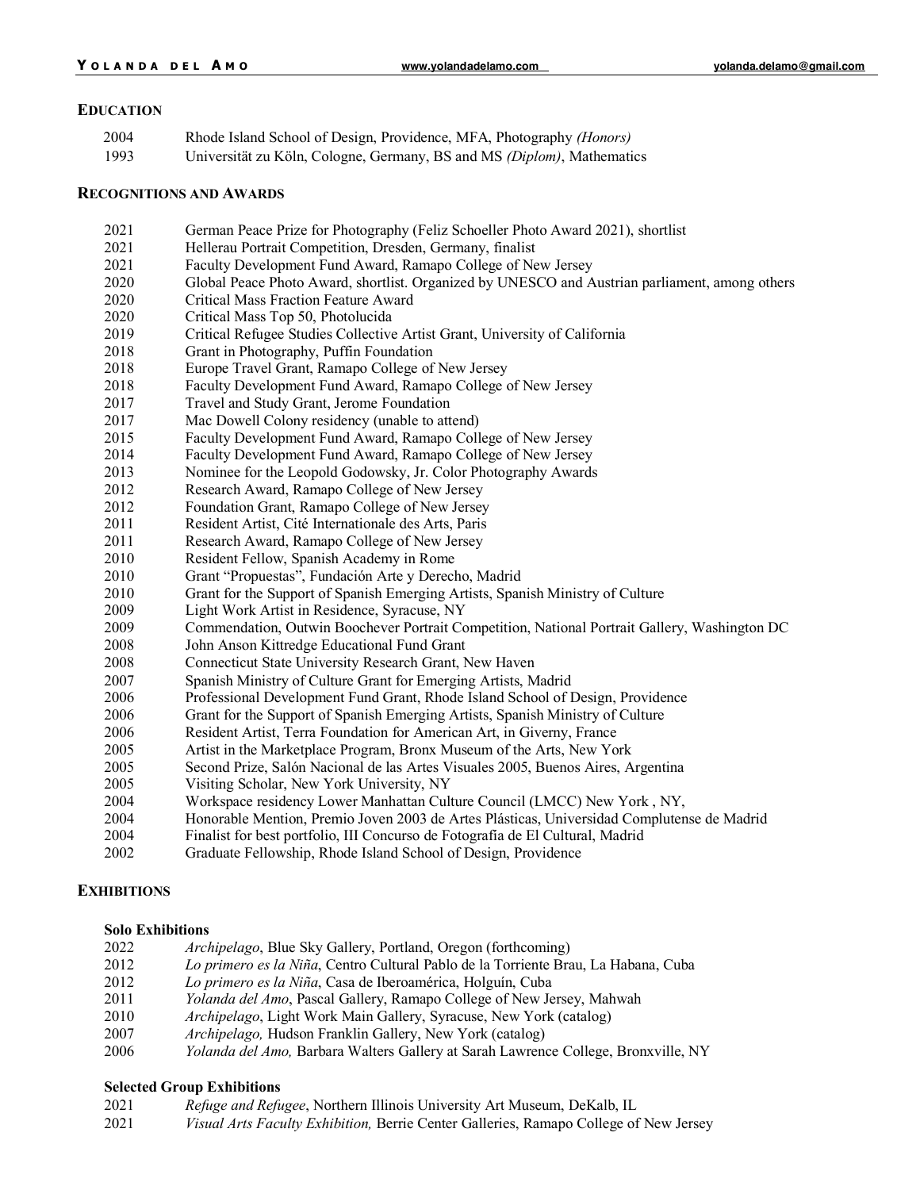# Yolanda del Amo

www.yolandadelamo.com yolanda.delamo@gmail.com

## Education

2004 Rhode Island School of Design, Providence, MFA, Photography *(Honors)*
1993 Universität zu Köln, Cologne, Germany, BS and MS *(Diplom)*, Mathematics

## Recognitions and Awards

2021 German Peace Prize for Photography (Feliz Schoeller Photo Award 2021), shortlist
2021 Hellerau Portrait Competition, Dresden, Germany, finalist
2021 Faculty Development Fund Award, Ramapo College of New Jersey
2020 Global Peace Photo Award, shortlist. Organized by UNESCO and Austrian parliament, among others
2020 Critical Mass Fraction Feature Award
2020 Critical Mass Top 50, Photolucida
2019 Critical Refugee Studies Collective Artist Grant, University of California
2018 Grant in Photography, Puffin Foundation
2018 Europe Travel Grant, Ramapo College of New Jersey
2018 Faculty Development Fund Award, Ramapo College of New Jersey
2017 Travel and Study Grant, Jerome Foundation
2017 Mac Dowell Colony residency (unable to attend)
2015 Faculty Development Fund Award, Ramapo College of New Jersey
2014 Faculty Development Fund Award, Ramapo College of New Jersey
2013 Nominee for the Leopold Godowsky, Jr. Color Photography Awards
2012 Research Award, Ramapo College of New Jersey
2012 Foundation Grant, Ramapo College of New Jersey
2011 Resident Artist, Cité Internationale des Arts, Paris
2011 Research Award, Ramapo College of New Jersey
2010 Resident Fellow, Spanish Academy in Rome
2010 Grant "Propuestas", Fundación Arte y Derecho, Madrid
2010 Grant for the Support of Spanish Emerging Artists, Spanish Ministry of Culture
2009 Light Work Artist in Residence, Syracuse, NY
2009 Commendation, Outwin Boochever Portrait Competition, National Portrait Gallery, Washington DC
2008 John Anson Kittredge Educational Fund Grant
2008 Connecticut State University Research Grant, New Haven
2007 Spanish Ministry of Culture Grant for Emerging Artists, Madrid
2006 Professional Development Fund Grant, Rhode Island School of Design, Providence
2006 Grant for the Support of Spanish Emerging Artists, Spanish Ministry of Culture
2006 Resident Artist, Terra Foundation for American Art, in Giverny, France
2005 Artist in the Marketplace Program, Bronx Museum of the Arts, New York
2005 Second Prize, Salón Nacional de las Artes Visuales 2005, Buenos Aires, Argentina
2005 Visiting Scholar, New York University, NY
2004 Workspace residency Lower Manhattan Culture Council (LMCC) New York , NY,
2004 Honorable Mention, Premio Joven 2003 de Artes Plásticas, Universidad Complutense de Madrid
2004 Finalist for best portfolio, III Concurso de Fotografía de El Cultural, Madrid
2002 Graduate Fellowship, Rhode Island School of Design, Providence

## Exhibitions

### Solo Exhibitions

2022 *Archipelago*, Blue Sky Gallery, Portland, Oregon (forthcoming)
2012 *Lo primero es la Niña*, Centro Cultural Pablo de la Torriente Brau, La Habana, Cuba
2012 *Lo primero es la Niña*, Casa de Iberoamérica, Holguín, Cuba
2011 *Yolanda del Amo*, Pascal Gallery, Ramapo College of New Jersey, Mahwah
2010 *Archipelago*, Light Work Main Gallery, Syracuse, New York (catalog)
2007 *Archipelago,* Hudson Franklin Gallery, New York (catalog)
2006 *Yolanda del Amo,* Barbara Walters Gallery at Sarah Lawrence College, Bronxville, NY

### Selected Group Exhibitions

2021 *Refuge and Refugee*, Northern Illinois University Art Museum, DeKalb, IL
2021 *Visual Arts Faculty Exhibition,* Berrie Center Galleries, Ramapo College of New Jersey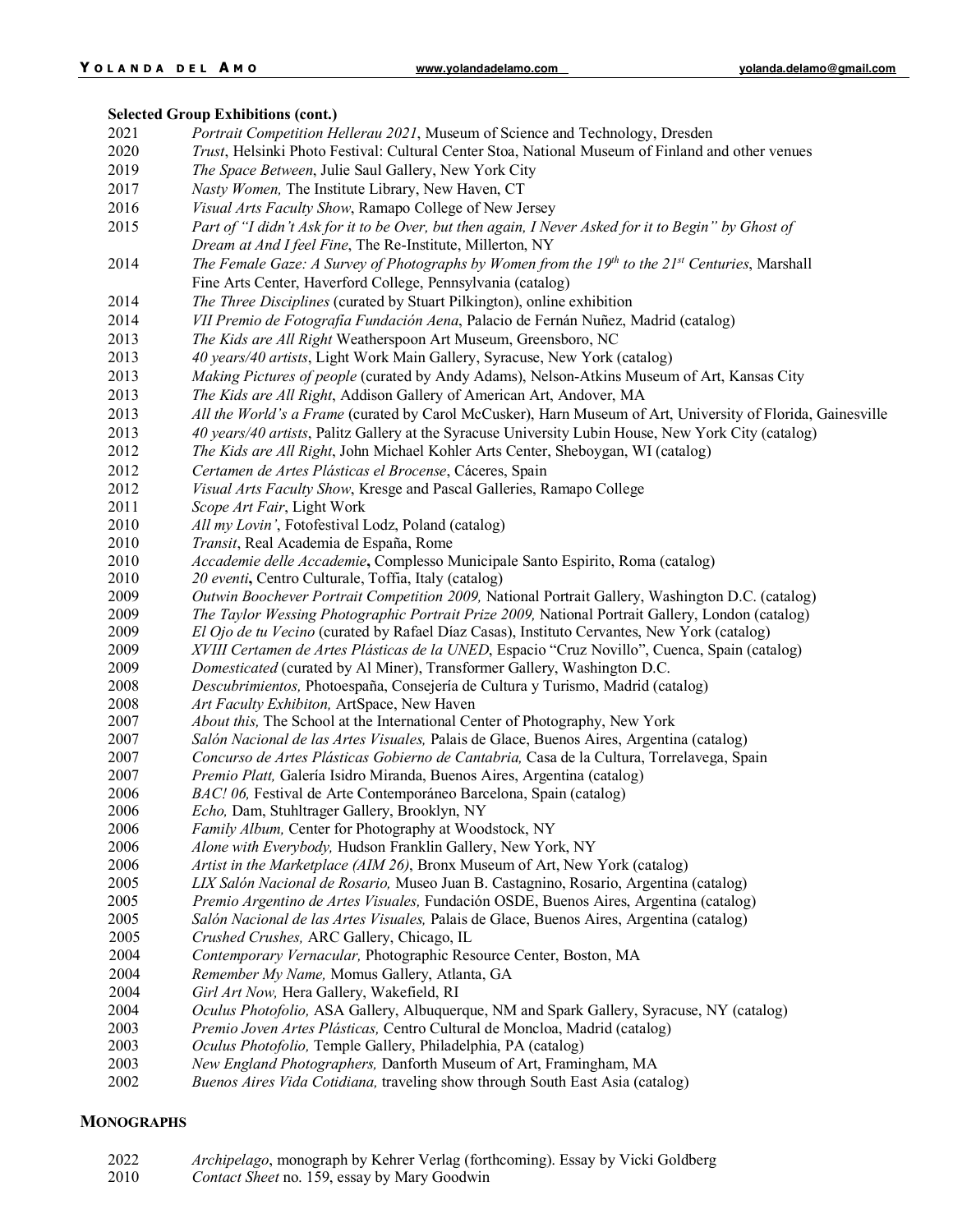**Selected Group Exhibitions (cont.)**

2021 *Portrait Competition Hellerau 2021*, Museum of Science and Technology, Dresden
2020 *Trust*, Helsinki Photo Festival: Cultural Center Stoa, National Museum of Finland and other venues
2019 *The Space Between*, Julie Saul Gallery, New York City
2017 *Nasty Women,* The Institute Library, New Haven, CT
2016 *Visual Arts Faculty Show*, Ramapo College of New Jersey
2015 *Part of "I didn't Ask for it to be Over, but then again, I Never Asked for it to Begin" by Ghost of Dream at And I feel Fine*, The Re-Institute, Millerton, NY
2014 *The Female Gaze: A Survey of Photographs by Women from the 19th to the 21st Centuries*, Marshall Fine Arts Center, Haverford College, Pennsylvania (catalog)
2014 *The Three Disciplines* (curated by Stuart Pilkington), online exhibition
2014 *VII Premio de Fotografía Fundación Aena*, Palacio de Fernán Nuñez, Madrid (catalog)
2013 *The Kids are All Right* Weatherspoon Art Museum, Greensboro, NC
2013 *40 years/40 artists*, Light Work Main Gallery, Syracuse, New York (catalog)
2013 *Making Pictures of people* (curated by Andy Adams), Nelson-Atkins Museum of Art, Kansas City
2013 *The Kids are All Right*, Addison Gallery of American Art, Andover, MA
2013 *All the World's a Frame* (curated by Carol McCusker), Harn Museum of Art, University of Florida, Gainesville
2013 *40 years/40 artists*, Palitz Gallery at the Syracuse University Lubin House, New York City (catalog)
2012 *The Kids are All Right*, John Michael Kohler Arts Center, Sheboygan, WI (catalog)
2012 *Certamen de Artes Plásticas el Brocense*, Cáceres, Spain
2012 *Visual Arts Faculty Show*, Kresge and Pascal Galleries, Ramapo College
2011 *Scope Art Fair*, Light Work
2010 *All my Lovin'*, Fotofestival Lodz, Poland (catalog)
2010 *Transit*, Real Academia de España, Rome
2010 *Accademie delle Accademie***,** Complesso Municipale Santo Espirito, Roma (catalog)
2010 *20 eventi***,** Centro Culturale, Toffia, Italy (catalog)
2009 *Outwin Boochever Portrait Competition 2009,* National Portrait Gallery, Washington D.C. (catalog)
2009 *The Taylor Wessing Photographic Portrait Prize 2009,* National Portrait Gallery, London (catalog)
2009 *El Ojo de tu Vecino* (curated by Rafael Díaz Casas), Instituto Cervantes, New York (catalog)
2009 *XVIII Certamen de Artes Plásticas de la UNED*, Espacio "Cruz Novillo", Cuenca, Spain (catalog)
2009 *Domesticated* (curated by Al Miner), Transformer Gallery, Washington D.C.
2008 *Descubrimientos,* Photoespaña, Consejería de Cultura y Turismo, Madrid (catalog)
2008 *Art Faculty Exhibiton,* ArtSpace, New Haven
2007 *About this,* The School at the International Center of Photography, New York
2007 *Salón Nacional de las Artes Visuales,* Palais de Glace, Buenos Aires, Argentina (catalog)
2007 *Concurso de Artes Plásticas Gobierno de Cantabria,* Casa de la Cultura, Torrelavega, Spain
2007 *Premio Platt,* Galería Isidro Miranda, Buenos Aires, Argentina (catalog)
2006 *BAC! 06,* Festival de Arte Contemporáneo Barcelona, Spain (catalog)
2006 *Echo,* Dam, Stuhltrager Gallery, Brooklyn, NY
2006 *Family Album,* Center for Photography at Woodstock, NY
2006 *Alone with Everybody,* Hudson Franklin Gallery, New York, NY
2006 *Artist in the Marketplace (AIM 26)*, Bronx Museum of Art, New York (catalog)
2005 *LIX Salón Nacional de Rosario,* Museo Juan B. Castagnino, Rosario, Argentina (catalog)
2005 *Premio Argentino de Artes Visuales,* Fundación OSDE, Buenos Aires, Argentina (catalog)
2005 *Salón Nacional de las Artes Visuales,* Palais de Glace, Buenos Aires, Argentina (catalog)
2005 *Crushed Crushes,* ARC Gallery, Chicago, IL
2004 *Contemporary Vernacular,* Photographic Resource Center, Boston, MA
2004 *Remember My Name,* Momus Gallery, Atlanta, GA
2004 *Girl Art Now,* Hera Gallery, Wakefield, RI
2004 *Oculus Photofolio,* ASA Gallery, Albuquerque, NM and Spark Gallery, Syracuse, NY (catalog)
2003 *Premio Joven Artes Plásticas,* Centro Cultural de Moncloa, Madrid (catalog)
2003 *Oculus Photofolio,* Temple Gallery, Philadelphia, PA (catalog)
2003 *New England Photographers,* Danforth Museum of Art, Framingham, MA
2002 *Buenos Aires Vida Cotidiana,* traveling show through South East Asia (catalog)

## MONOGRAPHS

2022 *Archipelago*, monograph by Kehrer Verlag (forthcoming). Essay by Vicki Goldberg
2010 *Contact Sheet* no. 159, essay by Mary Goodwin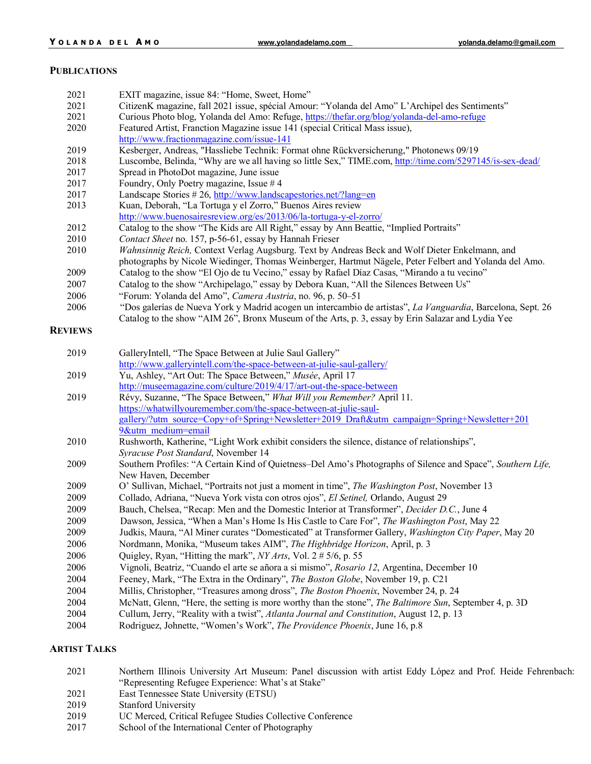## PUBLICATIONS

| | |
|---|---|
| 2021 | EXIT magazine, issue 84: "Home, Sweet, Home" |
| 2021 | CitizenK magazine, fall 2021 issue, spécial Amour: "Yolanda del Amo" L'Archipel des Sentiments" |
| 2021 | Curious Photo blog, Yolanda del Amo: Refuge, https://thefar.org/blog/yolanda-del-amo-refuge |
| 2020 | Featured Artist, Franction Magazine issue 141 (special Critical Mass issue), http://www.fractionmagazine.com/issue-141 |
| 2019 | Kesberger, Andreas, "Hassliebe Technik: Format ohne Rückversicherung," Photonews 09/19 |
| 2018 | Luscombe, Belinda, "Why are we all having so little Sex," TIME.com, http://time.com/5297145/is-sex-dead/ |
| 2017 | Spread in PhotoDot magazine, June issue |
| 2017 | Foundry, Only Poetry magazine, Issue # 4 |
| 2017 | Landscape Stories # 26, http://www.landscapestories.net/?lang=en |
| 2013 | Kuan, Deborah, "La Tortuga y el Zorro," Buenos Aires review http://www.buenosairesreview.org/es/2013/06/la-tortuga-y-el-zorro/ |
| 2012 | Catalog to the show "The Kids are All Right," essay by Ann Beattie, "Implied Portraits" |
| 2010 | *Contact Sheet* no. 157, p-56-61, essay by Hannah Frieser |
| 2010 | *Wahnsinnig Reich,* Context Verlag Augsburg. Text by Andreas Beck and Wolf Dieter Enkelmann, and photographs by Nicole Wiedinger, Thomas Weinberger, Hartmut Nägele, Peter Felbert and Yolanda del Amo. |
| 2009 | Catalog to the show "El Ojo de tu Vecino," essay by Rafael Díaz Casas, "Mirando a tu vecino" |
| 2007 | Catalog to the show "Archipelago," essay by Debora Kuan, "All the Silences Between Us" |
| 2006 | "Forum: Yolanda del Amo", *Camera Austria*, no. 96, p. 50–51 |
| 2006 | "Dos galerías de Nueva York y Madrid acogen un intercambio de artistas", *La Vanguardia*, Barcelona, Sept. 26 |
| | Catalog to the show "AIM 26", Bronx Museum of the Arts, p. 3, essay by Erin Salazar and Lydia Yee |

## REVIEWS

| | |
|---|---|
| 2019 | GalleryIntell, "The Space Between at Julie Saul Gallery" http://www.galleryintell.com/the-space-between-at-julie-saul-gallery/ |
| 2019 | Yu, Ashley, "Art Out: The Space Between," *Musée*, April 17 http://museemagazine.com/culture/2019/4/17/art-out-the-space-between |
| 2019 | Révy, Suzanne, "The Space Between," *What Will you Remember?* April 11. https://whatwillyouremember.com/the-space-between-at-julie-saul-gallery/?utm_source=Copy+of+Spring+Newsletter+2019_Draft&utm_campaign=Spring+Newsletter+2019&utm_medium=email |
| 2010 | Rushworth, Katherine, "Light Work exhibit considers the silence, distance of relationships", *Syracuse Post Standard*, November 14 |
| 2009 | Southern Profiles: "A Certain Kind of Quietness–Del Amo's Photographs of Silence and Space", *Southern Life,* New Haven, December |
| 2009 | O' Sullivan, Michael, "Portraits not just a moment in time", *The Washington Post*, November 13 |
| 2009 | Collado, Adriana, "Nueva York vista con otros ojos", *El Setinel,* Orlando, August 29 |
| 2009 | Bauch, Chelsea, "Recap: Men and the Domestic Interior at Transformer", *Decider D.C.*, June 4 |
| 2009 | Dawson, Jessica, "When a Man's Home Is His Castle to Care For", *The Washington Post*, May 22 |
| 2009 | Judkis, Maura, "Al Miner curates "Domesticated" at Transformer Gallery, *Washington City Paper*, May 20 |
| 2006 | Nordmann, Monika, "Museum takes AIM", *The Highbridge Horizon*, April, p. 3 |
| 2006 | Quigley, Ryan, "Hitting the mark", *NY Arts*, Vol. 2 # 5/6, p. 55 |
| 2006 | Vignoli, Beatriz, "Cuando el arte se añora a si mismo", *Rosario 12*, Argentina, December 10 |
| 2004 | Feeney, Mark, "The Extra in the Ordinary", *The Boston Globe*, November 19, p. C21 |
| 2004 | Millis, Christopher, "Treasures among dross", *The Boston Phoenix*, November 24, p. 24 |
| 2004 | McNatt, Glenn, "Here, the setting is more worthy than the stone", *The Baltimore Sun*, September 4, p. 3D |
| 2004 | Cullum, Jerry, "Reality with a twist", *Atlanta Journal and Constitution*, August 12, p. 13 |
| 2004 | Rodriguez, Johnette, "Women's Work", *The Providence Phoenix*, June 16, p.8 |

## ARTIST TALKS

| | |
|---|---|
| 2021 | Northern Illinois University Art Museum: Panel discussion with artist Eddy López and Prof. Heide Fehrenbach: "Representing Refugee Experience: What's at Stake" |
| 2021 | East Tennessee State University (ETSU) |
| 2019 | Stanford University |
| 2019 | UC Merced, Critical Refugee Studies Collective Conference |
| 2017 | School of the International Center of Photography |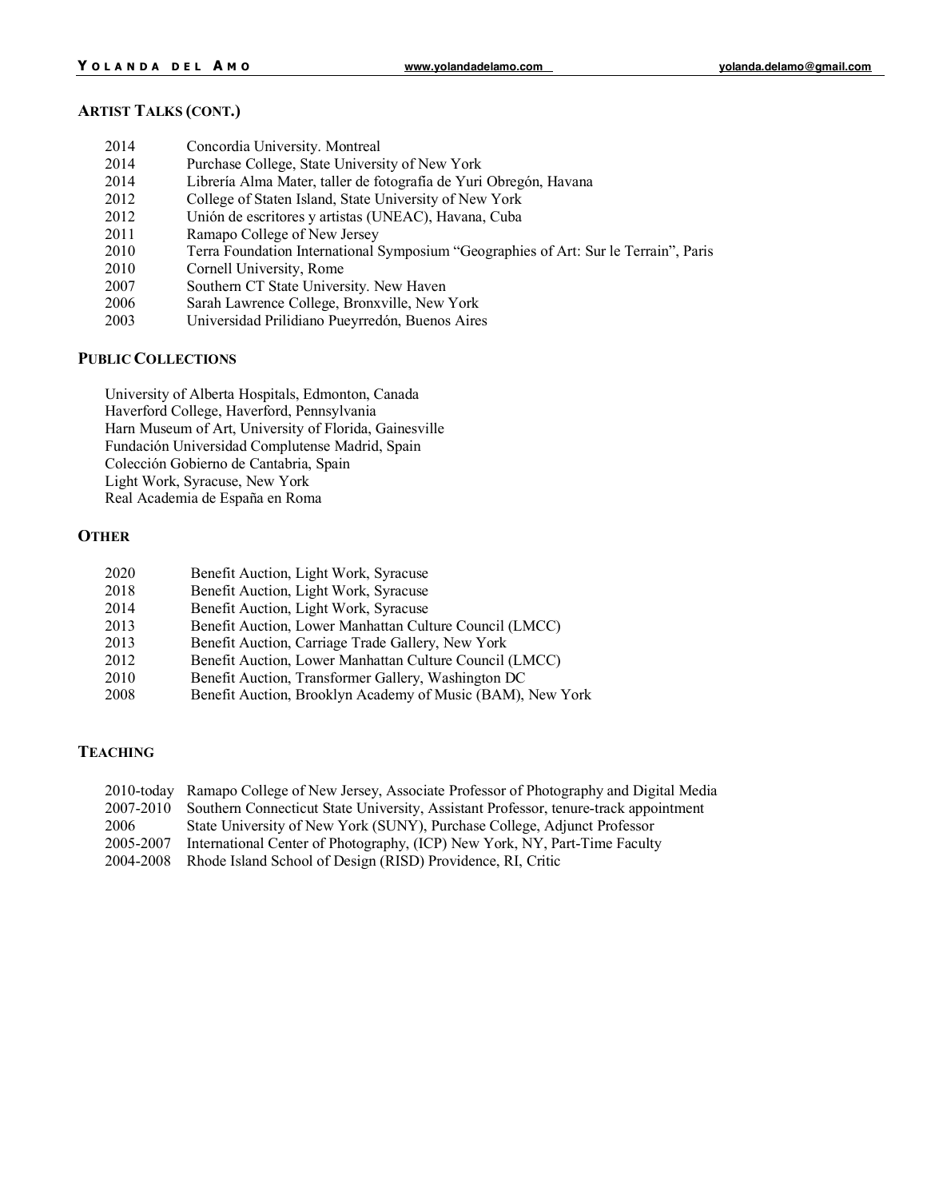## ARTIST TALKS (CONT.)

| | |
|---|---|
| 2014 | Concordia University. Montreal |
| 2014 | Purchase College, State University of New York |
| 2014 | Librería Alma Mater, taller de fotografía de Yuri Obregón, Havana |
| 2012 | College of Staten Island, State University of New York |
| 2012 | Unión de escritores y artistas (UNEAC), Havana, Cuba |
| 2011 | Ramapo College of New Jersey |
| 2010 | Terra Foundation International Symposium "Geographies of Art: Sur le Terrain", Paris |
| 2010 | Cornell University, Rome |
| 2007 | Southern CT State University. New Haven |
| 2006 | Sarah Lawrence College, Bronxville, New York |
| 2003 | Universidad Prilidiano Pueyrredón, Buenos Aires |

## PUBLIC COLLECTIONS

University of Alberta Hospitals, Edmonton, Canada
Haverford College, Haverford, Pennsylvania
Harn Museum of Art, University of Florida, Gainesville
Fundación Universidad Complutense Madrid, Spain
Colección Gobierno de Cantabria, Spain
Light Work, Syracuse, New York
Real Academia de España en Roma

## OTHER

| | |
|---|---|
| 2020 | Benefit Auction, Light Work, Syracuse |
| 2018 | Benefit Auction, Light Work, Syracuse |
| 2014 | Benefit Auction, Light Work, Syracuse |
| 2013 | Benefit Auction, Lower Manhattan Culture Council (LMCC) |
| 2013 | Benefit Auction, Carriage Trade Gallery, New York |
| 2012 | Benefit Auction, Lower Manhattan Culture Council (LMCC) |
| 2010 | Benefit Auction, Transformer Gallery, Washington DC |
| 2008 | Benefit Auction, Brooklyn Academy of Music (BAM), New York |

## TEACHING

| | |
|---|---|
| 2010-today | Ramapo College of New Jersey, Associate Professor of Photography and Digital Media |
| 2007-2010 | Southern Connecticut State University, Assistant Professor, tenure-track appointment |
| 2006 | State University of New York (SUNY), Purchase College, Adjunct Professor |
| 2005-2007 | International Center of Photography, (ICP) New York, NY, Part-Time Faculty |
| 2004-2008 | Rhode Island School of Design (RISD) Providence, RI, Critic |